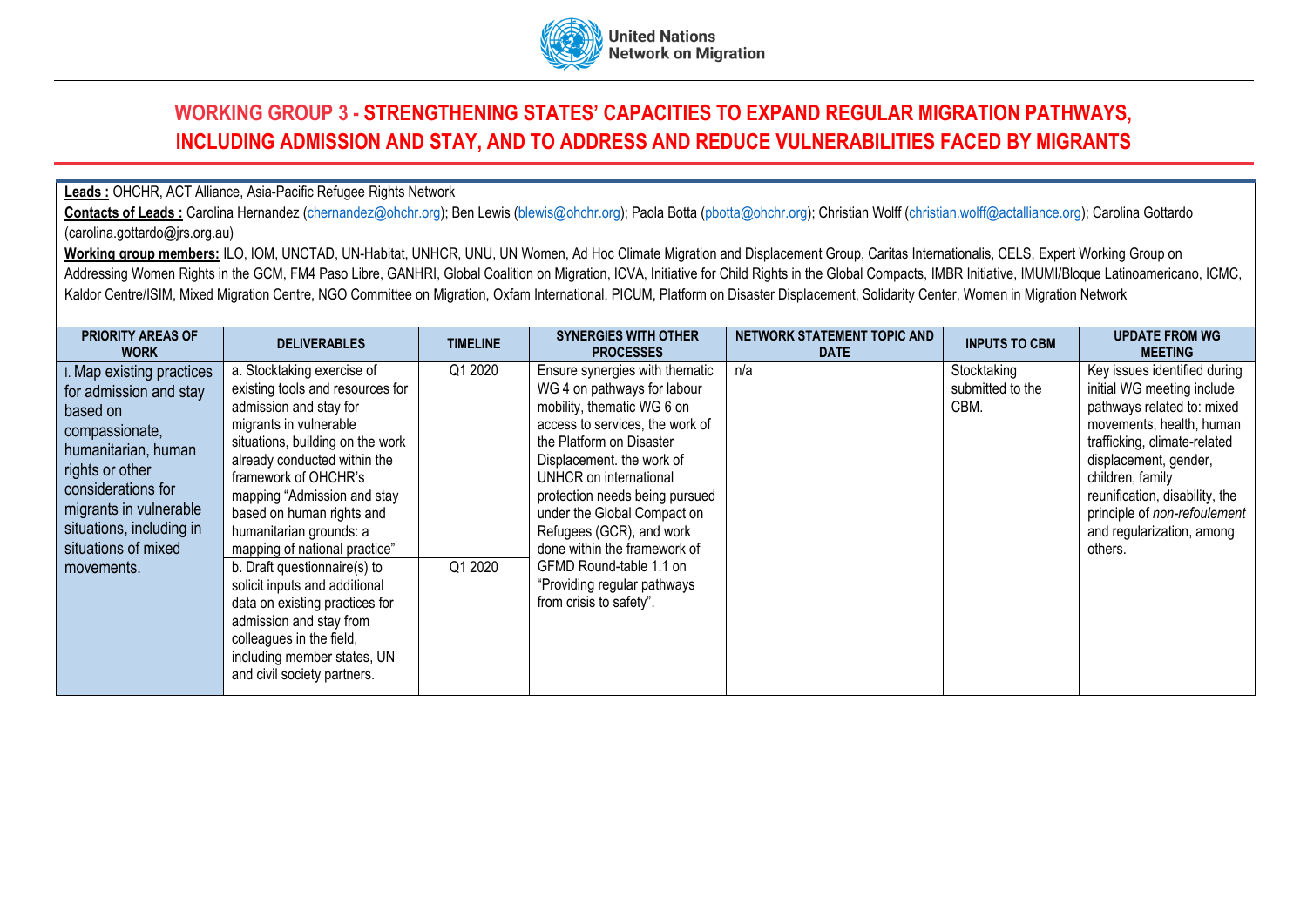United Nations Network on Migration

# WORKING GROUP 3 - STRENGTHENING STATES' CAPACITIES TO EXPAND REGULAR MIGRATION PATHWAYS, INCLUDING ADMISSION AND STAY, AND TO ADDRESS AND REDUCE VULNERABILITIES FACED BY MIGRANTS

**Leads :** OHCHR, ACT Alliance, Asia-Pacific Refugee Rights Network

**Contacts of Leads :** Carolina Hernandez (chernandez@ohchr.org); Ben Lewis (blewis@ohchr.org); Paola Botta (pbotta@ohchr.org); Christian Wolff (christian.wolff@actalliance.org); Carolina Gottardo (carolina.gottardo@jrs.org.au)

**Working group members:** ILO, IOM, UNCTAD, UN-Habitat, UNHCR, UNU, UN Women, Ad Hoc Climate Migration and Displacement Group, Caritas Internationalis, CELS, Expert Working Group on Addressing Women Rights in the GCM, FM4 Paso Libre, GANHRI, Global Coalition on Migration, ICVA, Initiative for Child Rights in the Global Compacts, IMBR Initiative, IMUMI/Bloque Latinoamericano, ICMC, Kaldor Centre/ISIM, Mixed Migration Centre, NGO Committee on Migration, Oxfam International, PICUM, Platform on Disaster Displacement, Solidarity Center, Women in Migration Network

| PRIORITY AREAS OF WORK | DELIVERABLES | TIMELINE | SYNERGIES WITH OTHER PROCESSES | NETWORK STATEMENT TOPIC AND DATE | INPUTS TO CBM | UPDATE FROM WG MEETING |
|---|---|---|---|---|---|---|
| I. Map existing practices for admission and stay based on compassionate, humanitarian, human rights or other considerations for migrants in vulnerable situations, including in situations of mixed movements. | a. Stocktaking exercise of existing tools and resources for admission and stay for migrants in vulnerable situations, building on the work already conducted within the framework of OHCHR's mapping "Admission and stay based on human rights and humanitarian grounds: a mapping of national practice" | Q1 2020 | Ensure synergies with thematic WG 4 on pathways for labour mobility, thematic WG 6 on access to services, the work of the Platform on Disaster Displacement. the work of UNHCR on international protection needs being pursued under the Global Compact on Refugees (GCR), and work done within the framework of GFMD Round-table 1.1 on "Providing regular pathways from crisis to safety". | n/a | Stocktaking submitted to the CBM. | Key issues identified during initial WG meeting include pathways related to: mixed movements, health, human trafficking, climate-related displacement, gender, children, family reunification, disability, the principle of *non-refoulement* and regularization, among others. |
| | b. Draft questionnaire(s) to solicit inputs and additional data on existing practices for admission and stay from colleagues in the field, including member states, UN and civil society partners. | Q1 2020 | | | | |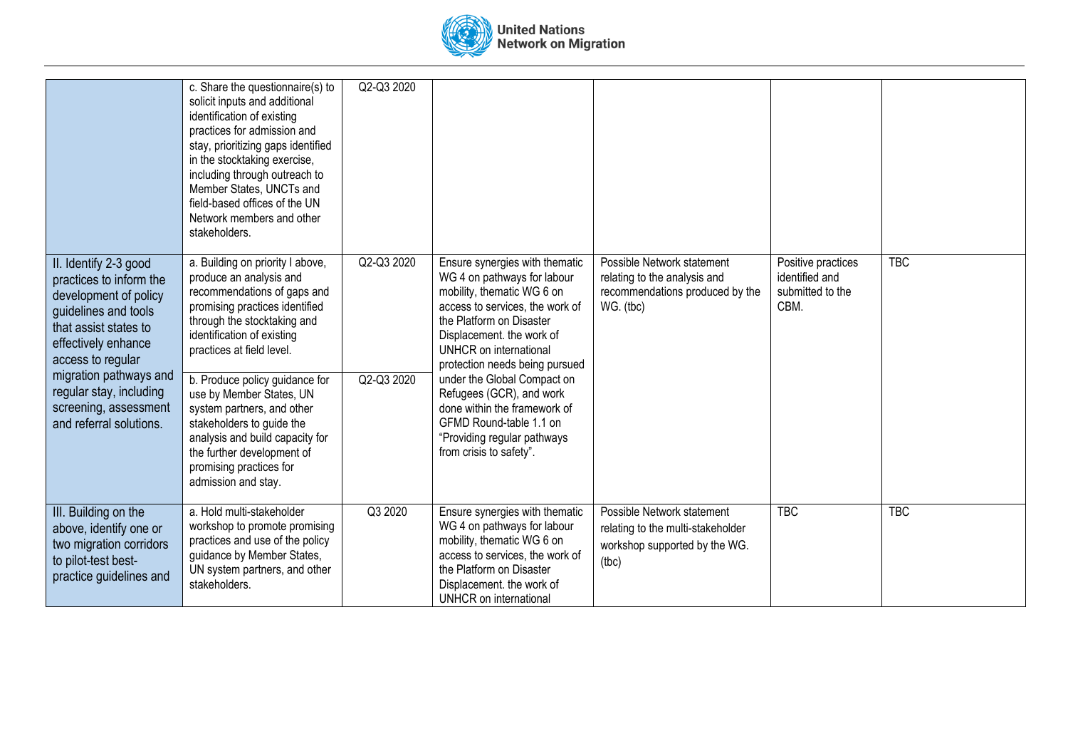| | | | | | | |
|---|---|---|---|---|---|---|
| | c. Share the questionnaire(s) to solicit inputs and additional identification of existing practices for admission and stay, prioritizing gaps identified in the stocktaking exercise, including through outreach to Member States, UNCTs and field-based offices of the UN Network members and other stakeholders. | Q2-Q3 2020 | | | | |
| II. Identify 2-3 good practices to inform the development of policy guidelines and tools that assist states to effectively enhance access to regular migration pathways and regular stay, including screening, assessment and referral solutions. | a. Building on priority I above, produce an analysis and recommendations of gaps and promising practices identified through the stocktaking and identification of existing practices at field level. | Q2-Q3 2020 | Ensure synergies with thematic WG 4 on pathways for labour mobility, thematic WG 6 on access to services, the work of the Platform on Disaster Displacement. the work of UNHCR on international protection needs being pursued under the Global Compact on Refugees (GCR), and work done within the framework of GFMD Round-table 1.1 on "Providing regular pathways from crisis to safety". | Possible Network statement relating to the analysis and recommendations produced by the WG. (tbc) | Positive practices identified and submitted to the CBM. | TBC |
| | b. Produce policy guidance for use by Member States, UN system partners, and other stakeholders to guide the analysis and build capacity for the further development of promising practices for admission and stay. | Q2-Q3 2020 | | | | |
| III. Building on the above, identify one or two migration corridors to pilot-test best-practice guidelines and | a. Hold multi-stakeholder workshop to promote promising practices and use of the policy guidance by Member States, UN system partners, and other stakeholders. | Q3 2020 | Ensure synergies with thematic WG 4 on pathways for labour mobility, thematic WG 6 on access to services, the work of the Platform on Disaster Displacement. the work of UNHCR on international | Possible Network statement relating to the multi-stakeholder workshop supported by the WG. (tbc) | TBC | TBC |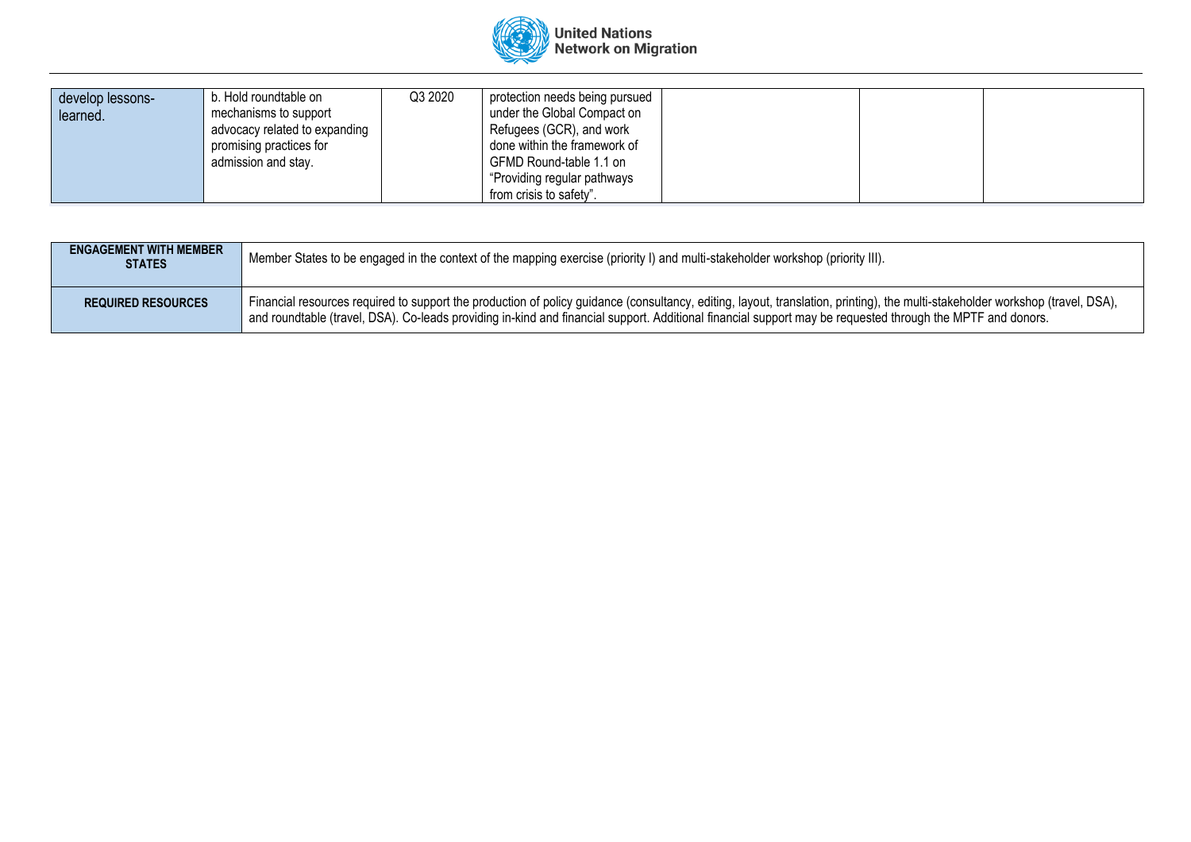| | | | | | | |
|---|---|---|---|---|---|---|
| develop lessons-learned. | b. Hold roundtable on mechanisms to support advocacy related to expanding promising practices for admission and stay. | Q3 2020 | protection needs being pursued under the Global Compact on Refugees (GCR), and work done within the framework of GFMD Round-table 1.1 on "Providing regular pathways from crisis to safety". | | | |

| | |
|---|---|
| **ENGAGEMENT WITH MEMBER STATES** | Member States to be engaged in the context of the mapping exercise (priority I) and multi-stakeholder workshop (priority III). |
| **REQUIRED RESOURCES** | Financial resources required to support the production of policy guidance (consultancy, editing, layout, translation, printing), the multi-stakeholder workshop (travel, DSA), and roundtable (travel, DSA). Co-leads providing in-kind and financial support. Additional financial support may be requested through the MPTF and donors. |